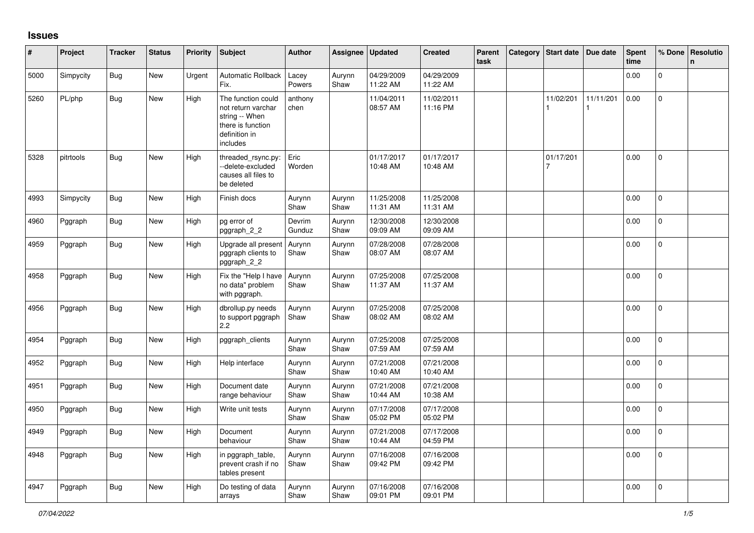## Issues

| # | Project | Tracker | Status | Priority | Subject | Author | Assignee | Updated | Created | Parent task | Category | Start date | Due date | Spent time | % Done | Resolution |
|---|---|---|---|---|---|---|---|---|---|---|---|---|---|---|---|---|
| 5000 | Simpycity | Bug | New | Urgent | Automatic Rollback Fix. | Lacey Powers | Aurynn Shaw | 04/29/2009 11:22 AM | 04/29/2009 11:22 AM | | | | | 0.00 | 0 | |
| 5260 | PL/php | Bug | New | High | The function could not return varchar string -- When there is function definition in includes | anthony chen | | 11/04/2011 08:57 AM | 11/02/2011 11:16 PM | | | 11/02/2011 | 11/11/2011 | 0.00 | 0 | |
| 5328 | pitrtools | Bug | New | High | threaded_rsync.py: --delete-excluded causes all files to be deleted | Eric Worden | | 01/17/2017 10:48 AM | 01/17/2017 10:48 AM | | | 01/17/2017 | | 0.00 | 0 | |
| 4993 | Simpycity | Bug | New | High | Finish docs | Aurynn Shaw | Aurynn Shaw | 11/25/2008 11:31 AM | 11/25/2008 11:31 AM | | | | | 0.00 | 0 | |
| 4960 | Pggraph | Bug | New | High | pg error of pggraph_2_2 | Devrim Gunduz | Aurynn Shaw | 12/30/2008 09:09 AM | 12/30/2008 09:09 AM | | | | | 0.00 | 0 | |
| 4959 | Pggraph | Bug | New | High | Upgrade all present pggraph clients to pggraph_2_2 | Aurynn Shaw | Aurynn Shaw | 07/28/2008 08:07 AM | 07/28/2008 08:07 AM | | | | | 0.00 | 0 | |
| 4958 | Pggraph | Bug | New | High | Fix the "Help I have no data" problem with pggraph. | Aurynn Shaw | Aurynn Shaw | 07/25/2008 11:37 AM | 07/25/2008 11:37 AM | | | | | 0.00 | 0 | |
| 4956 | Pggraph | Bug | New | High | dbrollup.py needs to support pggraph 2.2 | Aurynn Shaw | Aurynn Shaw | 07/25/2008 08:02 AM | 07/25/2008 08:02 AM | | | | | 0.00 | 0 | |
| 4954 | Pggraph | Bug | New | High | pggraph_clients | Aurynn Shaw | Aurynn Shaw | 07/25/2008 07:59 AM | 07/25/2008 07:59 AM | | | | | 0.00 | 0 | |
| 4952 | Pggraph | Bug | New | High | Help interface | Aurynn Shaw | Aurynn Shaw | 07/21/2008 10:40 AM | 07/21/2008 10:40 AM | | | | | 0.00 | 0 | |
| 4951 | Pggraph | Bug | New | High | Document date range behaviour | Aurynn Shaw | Aurynn Shaw | 07/21/2008 10:44 AM | 07/21/2008 10:38 AM | | | | | 0.00 | 0 | |
| 4950 | Pggraph | Bug | New | High | Write unit tests | Aurynn Shaw | Aurynn Shaw | 07/17/2008 05:02 PM | 07/17/2008 05:02 PM | | | | | 0.00 | 0 | |
| 4949 | Pggraph | Bug | New | High | Document behaviour | Aurynn Shaw | Aurynn Shaw | 07/21/2008 10:44 AM | 07/17/2008 04:59 PM | | | | | 0.00 | 0 | |
| 4948 | Pggraph | Bug | New | High | in pggraph_table, prevent crash if no tables present | Aurynn Shaw | Aurynn Shaw | 07/16/2008 09:42 PM | 07/16/2008 09:42 PM | | | | | 0.00 | 0 | |
| 4947 | Pggraph | Bug | New | High | Do testing of data arrays | Aurynn Shaw | Aurynn Shaw | 07/16/2008 09:01 PM | 07/16/2008 09:01 PM | | | | | 0.00 | 0 | |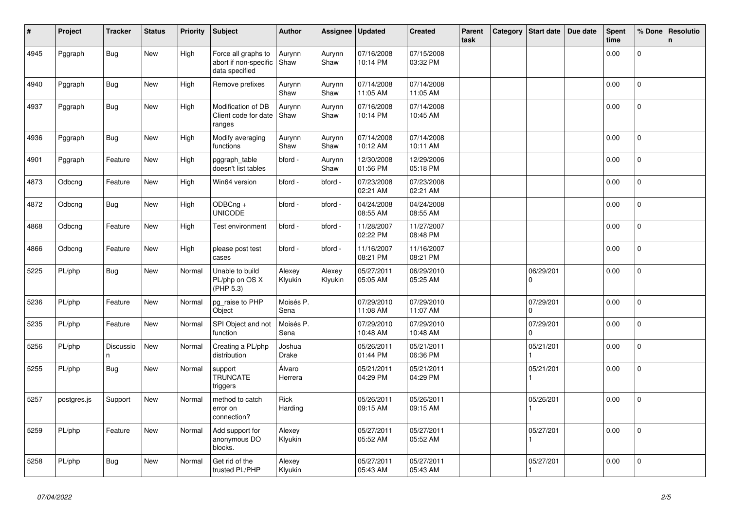| # | Project | Tracker | Status | Priority | Subject | Author | Assignee | Updated | Created | Parent task | Category | Start date | Due date | Spent time | % Done | Resolution |
|---|---|---|---|---|---|---|---|---|---|---|---|---|---|---|---|---|
| 4945 | Pggraph | Bug | New | High | Force all graphs to abort if non-specific data specified | Aurynn Shaw | Aurynn Shaw | 07/16/2008 10:14 PM | 07/15/2008 03:32 PM | | | | | 0.00 | 0 | |
| 4940 | Pggraph | Bug | New | High | Remove prefixes | Aurynn Shaw | Aurynn Shaw | 07/14/2008 11:05 AM | 07/14/2008 11:05 AM | | | | | 0.00 | 0 | |
| 4937 | Pggraph | Bug | New | High | Modification of DB Client code for date ranges | Aurynn Shaw | Aurynn Shaw | 07/16/2008 10:14 PM | 07/14/2008 10:45 AM | | | | | 0.00 | 0 | |
| 4936 | Pggraph | Bug | New | High | Modify averaging functions | Aurynn Shaw | Aurynn Shaw | 07/14/2008 10:12 AM | 07/14/2008 10:11 AM | | | | | 0.00 | 0 | |
| 4901 | Pggraph | Feature | New | High | pggraph_table doesn't list tables | bford - | Aurynn Shaw | 12/30/2008 01:56 PM | 12/29/2006 05:18 PM | | | | | 0.00 | 0 | |
| 4873 | Odbcng | Feature | New | High | Win64 version | bford - | bford - | 07/23/2008 02:21 AM | 07/23/2008 02:21 AM | | | | | 0.00 | 0 | |
| 4872 | Odbcng | Bug | New | High | ODBCng + UNICODE | bford - | bford - | 04/24/2008 08:55 AM | 04/24/2008 08:55 AM | | | | | 0.00 | 0 | |
| 4868 | Odbcng | Feature | New | High | Test environment | bford - | bford - | 11/28/2007 02:22 PM | 11/27/2007 08:48 PM | | | | | 0.00 | 0 | |
| 4866 | Odbcng | Feature | New | High | please post test cases | bford - | bford - | 11/16/2007 08:21 PM | 11/16/2007 08:21 PM | | | | | 0.00 | 0 | |
| 5225 | PL/php | Bug | New | Normal | Unable to build PL/php on OS X (PHP 5.3) | Alexey Klyukin | Alexey Klyukin | 05/27/2011 05:05 AM | 06/29/2010 05:25 AM | | | 06/29/2010 | | 0.00 | 0 | |
| 5236 | PL/php | Feature | New | Normal | pg_raise to PHP Object | Moisés P. Sena | | 07/29/2010 11:08 AM | 07/29/2010 11:07 AM | | | 07/29/2010 | | 0.00 | 0 | |
| 5235 | PL/php | Feature | New | Normal | SPI Object and not function | Moisés P. Sena | | 07/29/2010 10:48 AM | 07/29/2010 10:48 AM | | | 07/29/2010 | | 0.00 | 0 | |
| 5256 | PL/php | Discussion | New | Normal | Creating a PL/php distribution | Joshua Drake | | 05/26/2011 01:44 PM | 05/21/2011 06:36 PM | | | 05/21/2011 | | 0.00 | 0 | |
| 5255 | PL/php | Bug | New | Normal | support TRUNCATE triggers | Álvaro Herrera | | 05/21/2011 04:29 PM | 05/21/2011 04:29 PM | | | 05/21/2011 | | 0.00 | 0 | |
| 5257 | postgres.js | Support | New | Normal | method to catch error on connection? | Rick Harding | | 05/26/2011 09:15 AM | 05/26/2011 09:15 AM | | | 05/26/2011 | | 0.00 | 0 | |
| 5259 | PL/php | Feature | New | Normal | Add support for anonymous DO blocks. | Alexey Klyukin | | 05/27/2011 05:52 AM | 05/27/2011 05:52 AM | | | 05/27/2011 | | 0.00 | 0 | |
| 5258 | PL/php | Bug | New | Normal | Get rid of the trusted PL/PHP | Alexey Klyukin | | 05/27/2011 05:43 AM | 05/27/2011 05:43 AM | | | 05/27/2011 | | 0.00 | 0 | |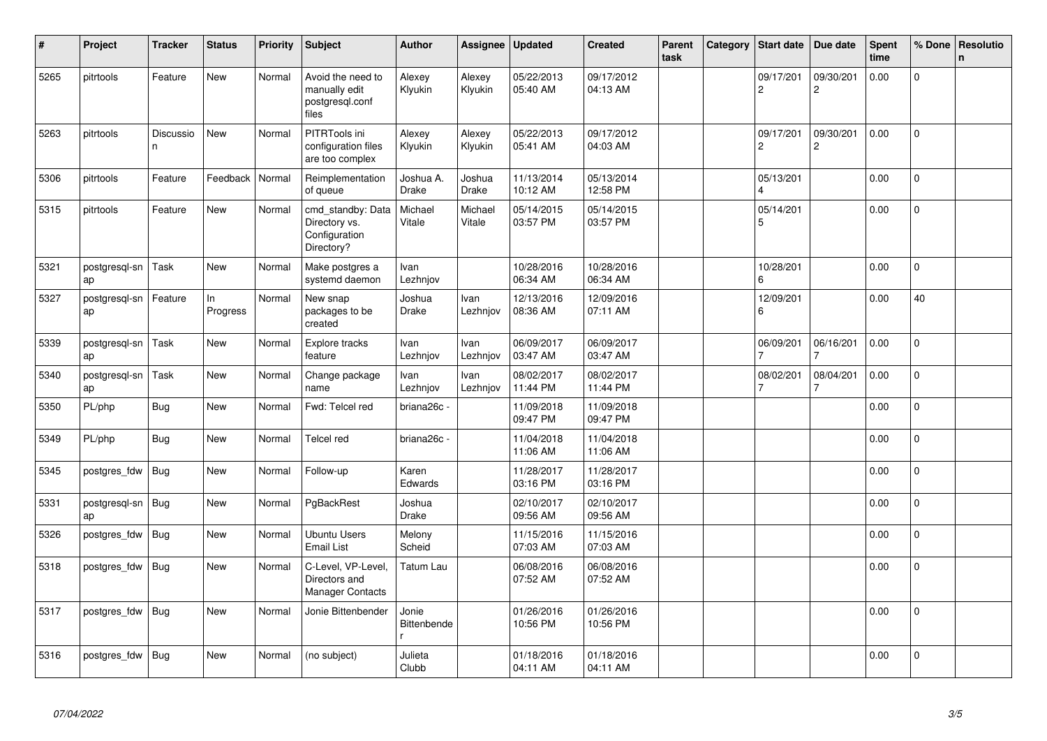| # | Project | Tracker | Status | Priority | Subject | Author | Assignee | Updated | Created | Parent task | Category | Start date | Due date | Spent time | % Done | Resolution |
|---|---|---|---|---|---|---|---|---|---|---|---|---|---|---|---|---|
| 5265 | pitrtools | Feature | New | Normal | Avoid the need to manually edit postgresql.conf files | Alexey Klyukin | Alexey Klyukin | 05/22/2013 05:40 AM | 09/17/2012 04:13 AM | | | 09/17/2012 | 09/30/2012 | 0.00 | 0 | |
| 5263 | pitrtools | Discussion | New | Normal | PITRTools ini configuration files are too complex | Alexey Klyukin | Alexey Klyukin | 05/22/2013 05:41 AM | 09/17/2012 04:03 AM | | | 09/17/2012 | 09/30/2012 | 0.00 | 0 | |
| 5306 | pitrtools | Feature | Feedback | Normal | Reimplementation of queue | Joshua A. Drake | Joshua Drake | 11/13/2014 10:12 AM | 05/13/2014 12:58 PM | | | 05/13/2014 | | 0.00 | 0 | |
| 5315 | pitrtools | Feature | New | Normal | cmd_standby: Data Directory vs. Configuration Directory? | Michael Vitale | Michael Vitale | 05/14/2015 03:57 PM | 05/14/2015 03:57 PM | | | 05/14/2015 | | 0.00 | 0 | |
| 5321 | postgresql-snap | Task | New | Normal | Make postgres a systemd daemon | Ivan Lezhnjov | | 10/28/2016 06:34 AM | 10/28/2016 06:34 AM | | | 10/28/2016 | | 0.00 | 0 | |
| 5327 | postgresql-snap | Feature | In Progress | Normal | New snap packages to be created | Joshua Drake | Ivan Lezhnjov | 12/13/2016 08:36 AM | 12/09/2016 07:11 AM | | | 12/09/2016 | | 0.00 | 40 | |
| 5339 | postgresql-snap | Task | New | Normal | Explore tracks feature | Ivan Lezhnjov | Ivan Lezhnjov | 06/09/2017 03:47 AM | 06/09/2017 03:47 AM | | | 06/09/2017 | 06/16/2017 | 0.00 | 0 | |
| 5340 | postgresql-snap | Task | New | Normal | Change package name | Ivan Lezhnjov | Ivan Lezhnjov | 08/02/2017 11:44 PM | 08/02/2017 11:44 PM | | | 08/02/2017 | 08/04/2017 | 0.00 | 0 | |
| 5350 | PL/php | Bug | New | Normal | Fwd: Telcel red | briana26c - | | 11/09/2018 09:47 PM | 11/09/2018 09:47 PM | | | | | 0.00 | 0 | |
| 5349 | PL/php | Bug | New | Normal | Telcel red | briana26c - | | 11/04/2018 11:06 AM | 11/04/2018 11:06 AM | | | | | 0.00 | 0 | |
| 5345 | postgres_fdw | Bug | New | Normal | Follow-up | Karen Edwards | | 11/28/2017 03:16 PM | 11/28/2017 03:16 PM | | | | | 0.00 | 0 | |
| 5331 | postgresql-snap | Bug | New | Normal | PgBackRest | Joshua Drake | | 02/10/2017 09:56 AM | 02/10/2017 09:56 AM | | | | | 0.00 | 0 | |
| 5326 | postgres_fdw | Bug | New | Normal | Ubuntu Users Email List | Melony Scheid | | 11/15/2016 07:03 AM | 11/15/2016 07:03 AM | | | | | 0.00 | 0 | |
| 5318 | postgres_fdw | Bug | New | Normal | C-Level, VP-Level, Directors and Manager Contacts | Tatum Lau | | 06/08/2016 07:52 AM | 06/08/2016 07:52 AM | | | | | 0.00 | 0 | |
| 5317 | postgres_fdw | Bug | New | Normal | Jonie Bittenbender | Jonie Bittenbender | | 01/26/2016 10:56 PM | 01/26/2016 10:56 PM | | | | | 0.00 | 0 | |
| 5316 | postgres_fdw | Bug | New | Normal | (no subject) | Julieta Clubb | | 01/18/2016 04:11 AM | 01/18/2016 04:11 AM | | | | | 0.00 | 0 | |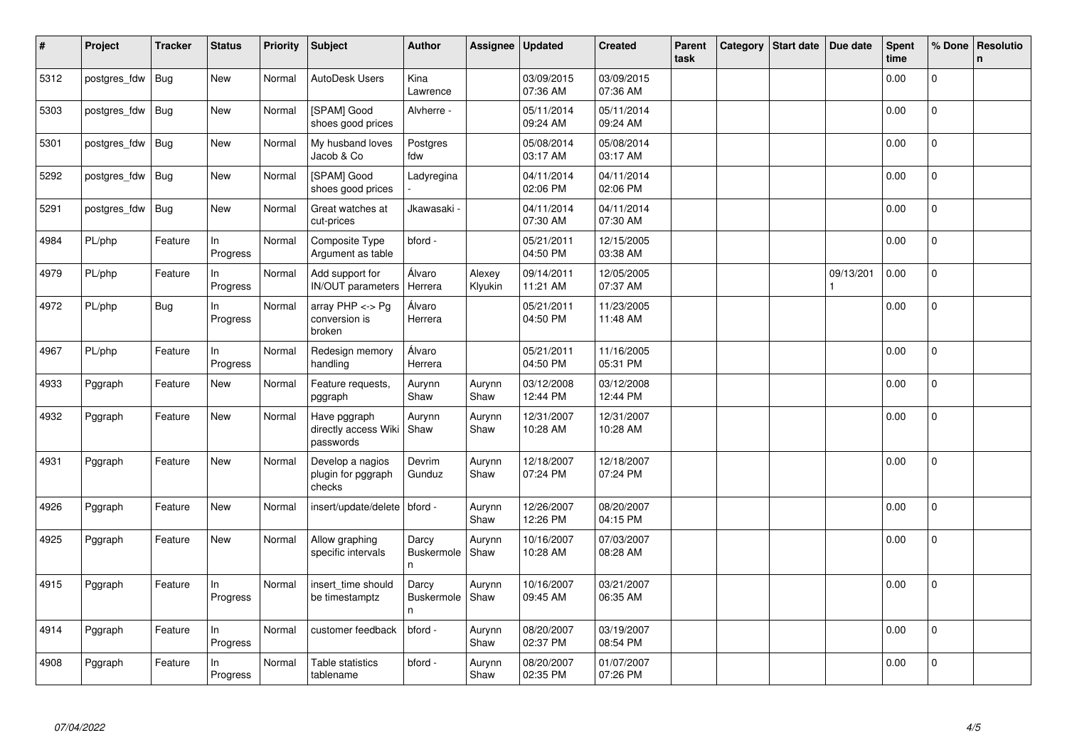| # | Project | Tracker | Status | Priority | Subject | Author | Assignee | Updated | Created | Parent task | Category | Start date | Due date | Spent time | % Done | Resolution |
|---|---|---|---|---|---|---|---|---|---|---|---|---|---|---|---|---|
| 5312 | postgres_fdw | Bug | New | Normal | AutoDesk Users | Kina Lawrence | | 03/09/2015 07:36 AM | 03/09/2015 07:36 AM | | | | | 0.00 | 0 | |
| 5303 | postgres_fdw | Bug | New | Normal | [SPAM] Good shoes good prices | Alvherre - | | 05/11/2014 09:24 AM | 05/11/2014 09:24 AM | | | | | 0.00 | 0 | |
| 5301 | postgres_fdw | Bug | New | Normal | My husband loves Jacob & Co | Postgres fdw | | 05/08/2014 03:17 AM | 05/08/2014 03:17 AM | | | | | 0.00 | 0 | |
| 5292 | postgres_fdw | Bug | New | Normal | [SPAM] Good shoes good prices | Ladyregina - | | 04/11/2014 02:06 PM | 04/11/2014 02:06 PM | | | | | 0.00 | 0 | |
| 5291 | postgres_fdw | Bug | New | Normal | Great watches at cut-prices | Jkawasaki - | | 04/11/2014 07:30 AM | 04/11/2014 07:30 AM | | | | | 0.00 | 0 | |
| 4984 | PL/php | Feature | In Progress | Normal | Composite Type Argument as table | bford - | | 05/21/2011 04:50 PM | 12/15/2005 03:38 AM | | | | | 0.00 | 0 | |
| 4979 | PL/php | Feature | In Progress | Normal | Add support for IN/OUT parameters | Álvaro Herrera | Alexey Klyukin | 09/14/2011 11:21 AM | 12/05/2005 07:37 AM | | | | 09/13/2011 | 0.00 | 0 | |
| 4972 | PL/php | Bug | In Progress | Normal | array PHP <-> Pg conversion is broken | Álvaro Herrera | | 05/21/2011 04:50 PM | 11/23/2005 11:48 AM | | | | | 0.00 | 0 | |
| 4967 | PL/php | Feature | In Progress | Normal | Redesign memory handling | Álvaro Herrera | | 05/21/2011 04:50 PM | 11/16/2005 05:31 PM | | | | | 0.00 | 0 | |
| 4933 | Pggraph | Feature | New | Normal | Feature requests, pggraph | Aurynn Shaw | Aurynn Shaw | 03/12/2008 12:44 PM | 03/12/2008 12:44 PM | | | | | 0.00 | 0 | |
| 4932 | Pggraph | Feature | New | Normal | Have pggraph directly access Wiki passwords | Aurynn Shaw | Aurynn Shaw | 12/31/2007 10:28 AM | 12/31/2007 10:28 AM | | | | | 0.00 | 0 | |
| 4931 | Pggraph | Feature | New | Normal | Develop a nagios plugin for pggraph checks | Devrim Gunduz | Aurynn Shaw | 12/18/2007 07:24 PM | 12/18/2007 07:24 PM | | | | | 0.00 | 0 | |
| 4926 | Pggraph | Feature | New | Normal | insert/update/delete | bford - | Aurynn Shaw | 12/26/2007 12:26 PM | 08/20/2007 04:15 PM | | | | | 0.00 | 0 | |
| 4925 | Pggraph | Feature | New | Normal | Allow graphing specific intervals | Darcy Buskermolen | Aurynn Shaw | 10/16/2007 10:28 AM | 07/03/2007 08:28 AM | | | | | 0.00 | 0 | |
| 4915 | Pggraph | Feature | In Progress | Normal | insert_time should be timestamptz | Darcy Buskermolen | Aurynn Shaw | 10/16/2007 09:45 AM | 03/21/2007 06:35 AM | | | | | 0.00 | 0 | |
| 4914 | Pggraph | Feature | In Progress | Normal | customer feedback | bford - | Aurynn Shaw | 08/20/2007 02:37 PM | 03/19/2007 08:54 PM | | | | | 0.00 | 0 | |
| 4908 | Pggraph | Feature | In Progress | Normal | Table statistics tablename | bford - | Aurynn Shaw | 08/20/2007 02:35 PM | 01/07/2007 07:26 PM | | | | | 0.00 | 0 | |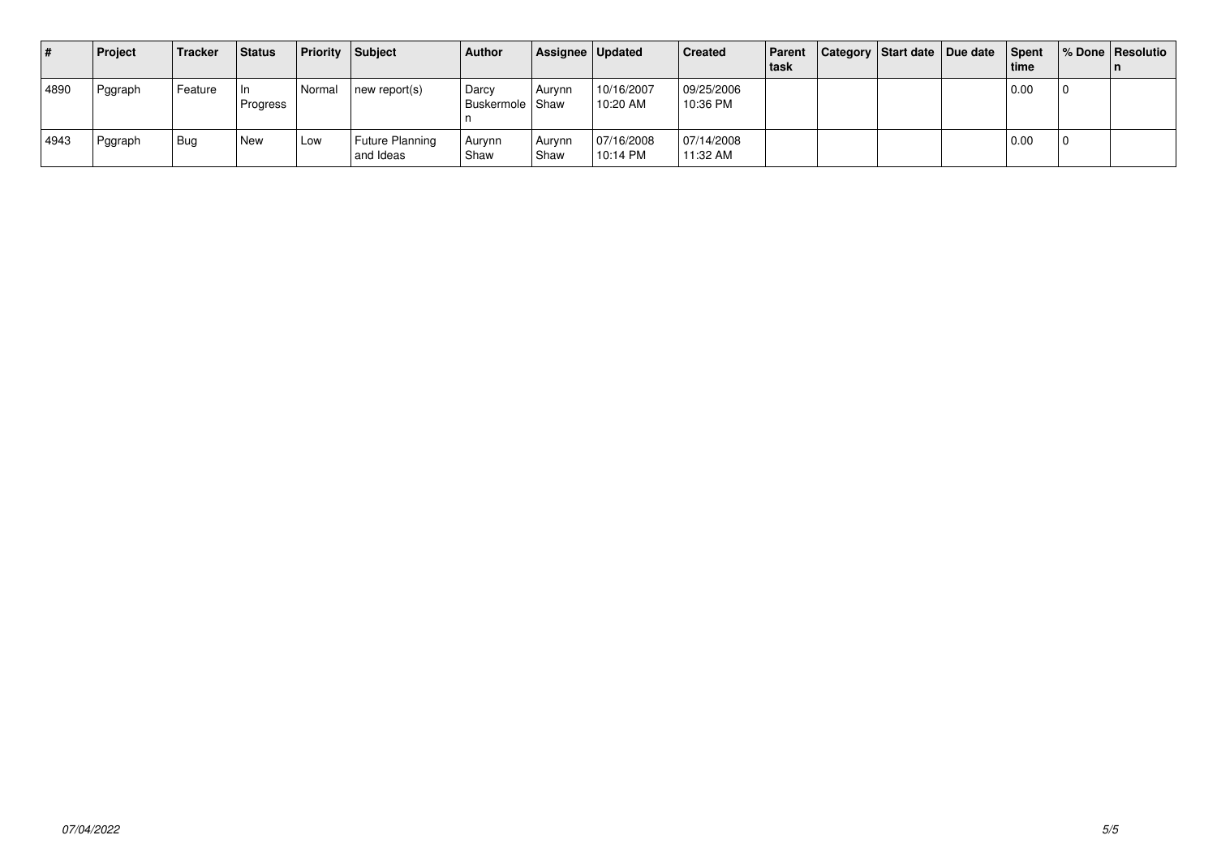| # | Project | Tracker | Status | Priority | Subject | Author | Assignee | Updated | Created | Parent task | Category | Start date | Due date | Spent time | % Done | Resolution |
|---|---|---|---|---|---|---|---|---|---|---|---|---|---|---|---|---|
| 4890 | Pggraph | Feature | In Progress | Normal | new report(s) | Darcy Buskermolen | Aurynn Shaw | 10/16/2007 10:20 AM | 09/25/2006 10:36 PM | | | | | 0.00 | 0 | |
| 4943 | Pggraph | Bug | New | Low | Future Planning and Ideas | Aurynn Shaw | Aurynn Shaw | 07/16/2008 10:14 PM | 07/14/2008 11:32 AM | | | | | 0.00 | 0 | |